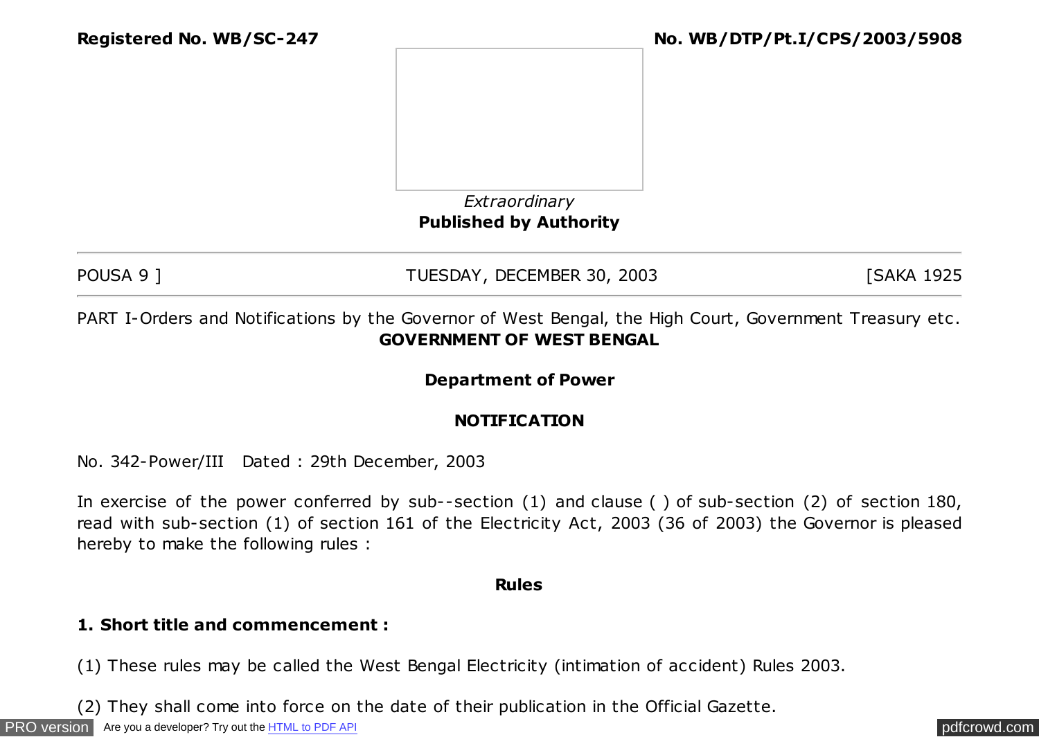**Registered No. WB/SC-247** **No. WB/DTP/Pt.I/CPS/2003/5908**

*Extraordinary*

**Published by Authority**

POUSA 9 ] TUESDAY, DECEMBER 30, 2003 [SAKA 1925

PART I-Orders and Notifications by the Governor of West Bengal, the High Court, Government Treasury etc.

**GOVERNMENT OF WEST BENGAL**

**Department of Power**

**NOTIFICATION**

No. 342-Power/III Dated : 29th December, 2003

In exercise of the power conferred by sub--section (1) and clause ( ) of sub-section (2) of section 180, read with sub-section (1) of section 161 of the Electricity Act, 2003 (36 of 2003) the Governor is pleased hereby to make the following rules :

**Rules**

**1. Short title and commencement :**

(1) These rules may be called the West Bengal Electricity (intimation of accident) Rules 2003.

(2) They shall come into force on the date of their publication in the Official Gazette.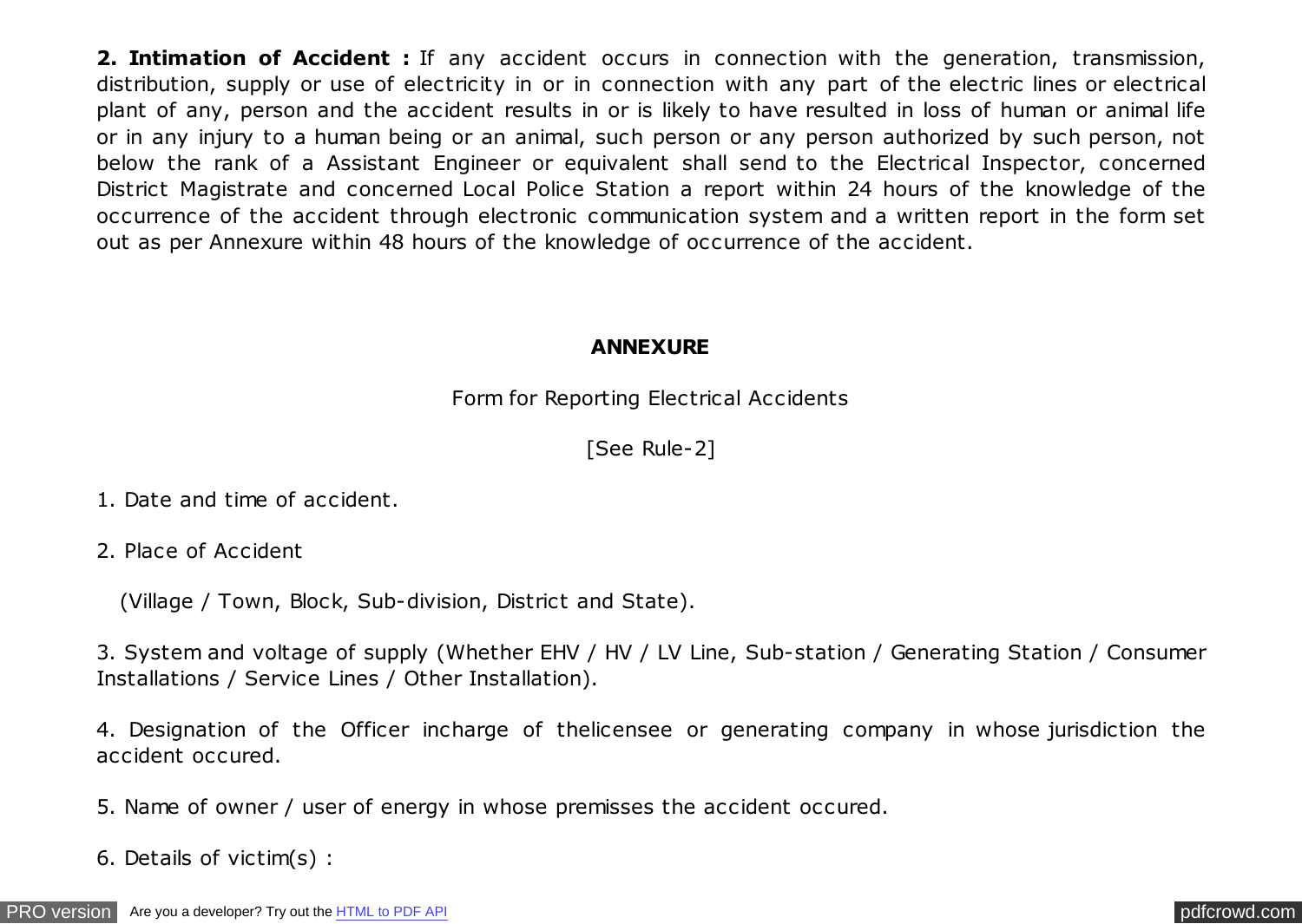**2. Intimation of Accident :** If any accident occurs in connection with the generation, transmission, distribution, supply or use of electricity in or in connection with any part of the electric lines or electrical plant of any, person and the accident results in or is likely to have resulted in loss of human or animal life or in any injury to a human being or an animal, such person or any person authorized by such person, not below the rank of a Assistant Engineer or equivalent shall send to the Electrical Inspector, concerned District Magistrate and concerned Local Police Station a report within 24 hours of the knowledge of the occurrence of the accident through electronic communication system and a written report in the form set out as per Annexure within 48 hours of the knowledge of occurrence of the accident.

## ANNEXURE

Form for Reporting Electrical Accidents

[See Rule-2]

1. Date and time of accident.

2. Place of Accident

   (Village / Town, Block, Sub-division, District and State).

3. System and voltage of supply (Whether EHV / HV / LV Line, Sub-station / Generating Station / Consumer Installations / Service Lines / Other Installation).

4. Designation of the Officer incharge of thelicensee or generating company in whose jurisdiction the accident occured.

5. Name of owner / user of energy in whose premisses the accident occured.

6. Details of victim(s) :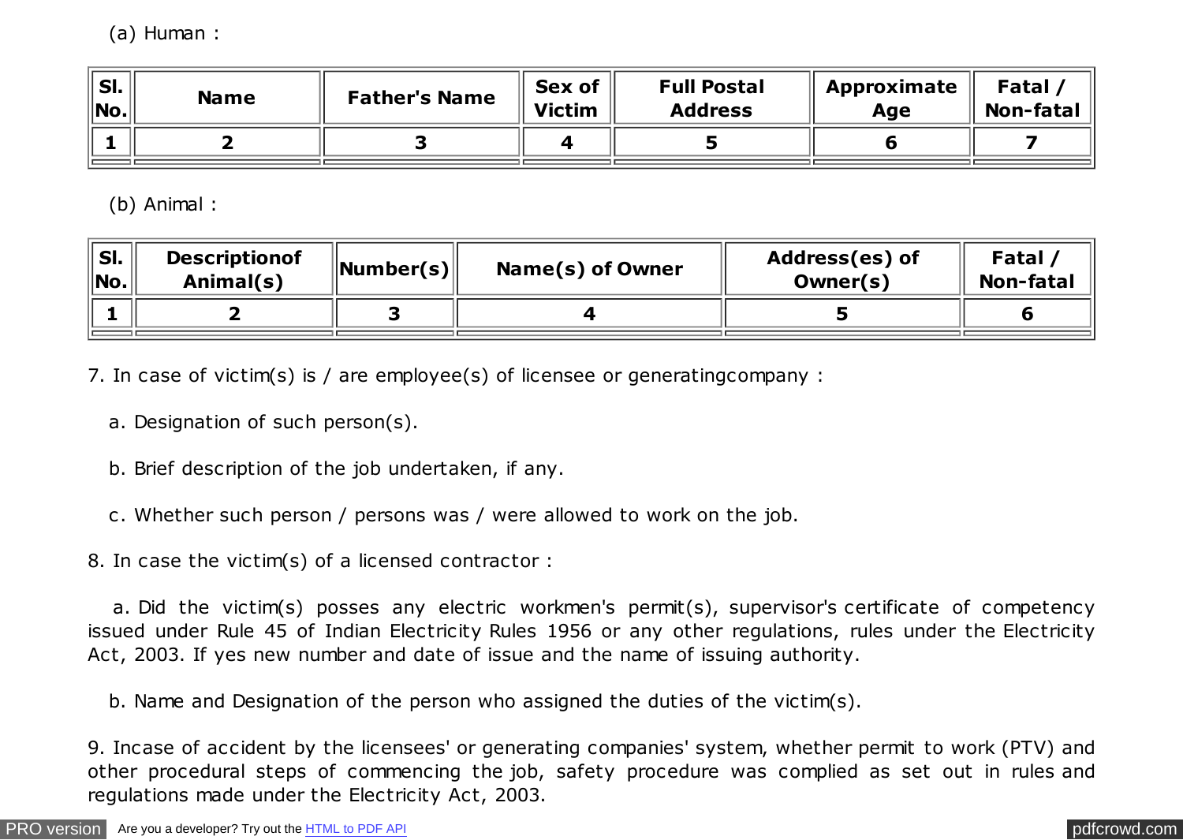(a) Human :

| Sl. No. | Name | Father's Name | Sex of Victim | Full Postal Address | Approximate Age | Fatal / Non-fatal |
|---|---|---|---|---|---|---|
| 1 | 2 | 3 | 4 | 5 | 6 | 7 |
| | | | | | | |

(b) Animal :

| Sl. No. | Descriptionof Animal(s) | Number(s) | Name(s) of Owner | Address(es) of Owner(s) | Fatal / Non-fatal |
|---|---|---|---|---|---|
| 1 | 2 | 3 | 4 | 5 | 6 |
| | | | | | |

7. In case of victim(s) is / are employee(s) of licensee or generatingcompany :

a. Designation of such person(s).

b. Brief description of the job undertaken, if any.

c. Whether such person / persons was / were allowed to work on the job.

8. In case the victim(s) of a licensed contractor :

a. Did the victim(s) posses any electric workmen's permit(s), supervisor's certificate of competency issued under Rule 45 of Indian Electricity Rules 1956 or any other regulations, rules under the Electricity Act, 2003. If yes new number and date of issue and the name of issuing authority.

b. Name and Designation of the person who assigned the duties of the victim(s).

9. Incase of accident by the licensees' or generating companies' system, whether permit to work (PTV) and other procedural steps of commencing the job, safety procedure was complied as set out in rules and regulations made under the Electricity Act, 2003.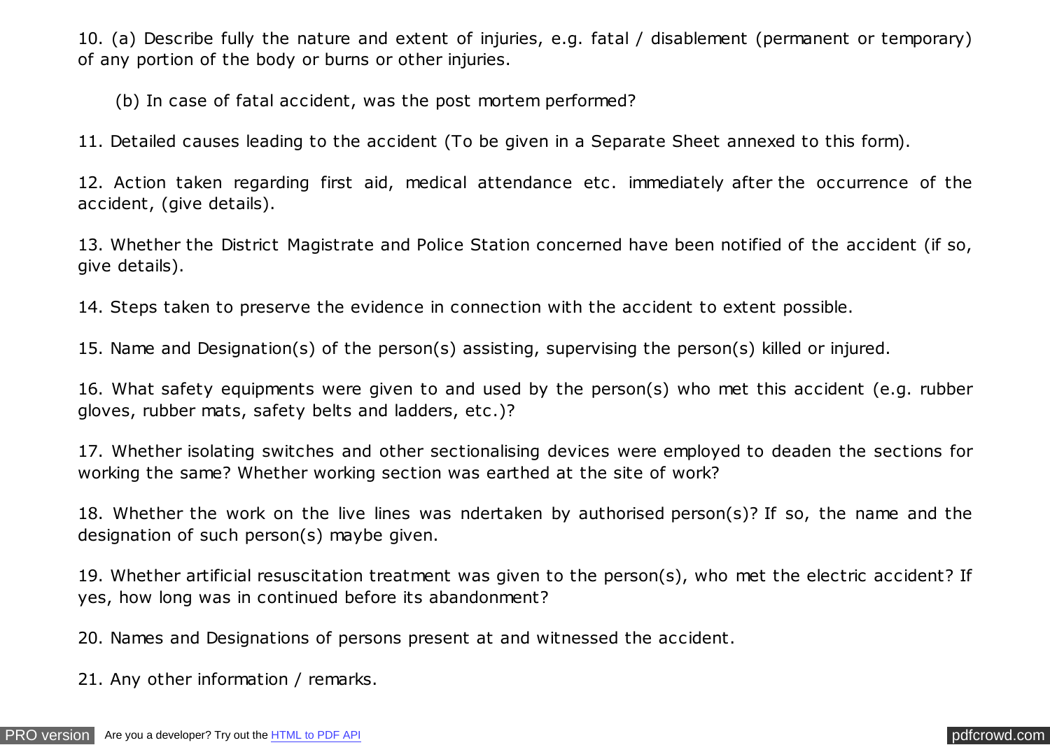10. (a) Describe fully the nature and extent of injuries, e.g. fatal / disablement (permanent or temporary) of any portion of the body or burns or other injuries.

(b) In case of fatal accident, was the post mortem performed?

11. Detailed causes leading to the accident (To be given in a Separate Sheet annexed to this form).

12. Action taken regarding first aid, medical attendance etc. immediately after the occurrence of the accident, (give details).

13. Whether the District Magistrate and Police Station concerned have been notified of the accident (if so, give details).

14. Steps taken to preserve the evidence in connection with the accident to extent possible.

15. Name and Designation(s) of the person(s) assisting, supervising the person(s) killed or injured.

16. What safety equipments were given to and used by the person(s) who met this accident (e.g. rubber gloves, rubber mats, safety belts and ladders, etc.)?

17. Whether isolating switches and other sectionalising devices were employed to deaden the sections for working the same? Whether working section was earthed at the site of work?

18. Whether the work on the live lines was ndertaken by authorised person(s)? If so, the name and the designation of such person(s) maybe given.

19. Whether artificial resuscitation treatment was given to the person(s), who met the electric accident? If yes, how long was in continued before its abandonment?

20. Names and Designations of persons present at and witnessed the accident.

21. Any other information / remarks.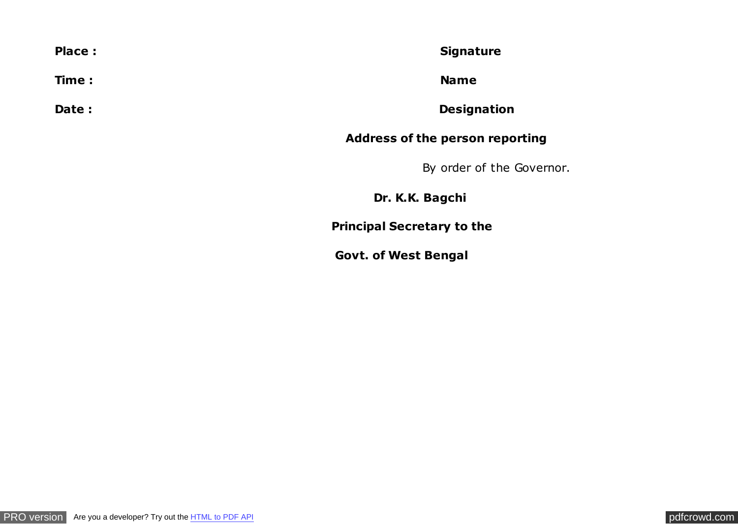**Place :** **Signature**

**Time :** **Name**

**Date :** **Designation**

**Address of the person reporting**

By order of the Governor.

**Dr. K.K. Bagchi**

**Principal Secretary to the**

**Govt. of West Bengal**